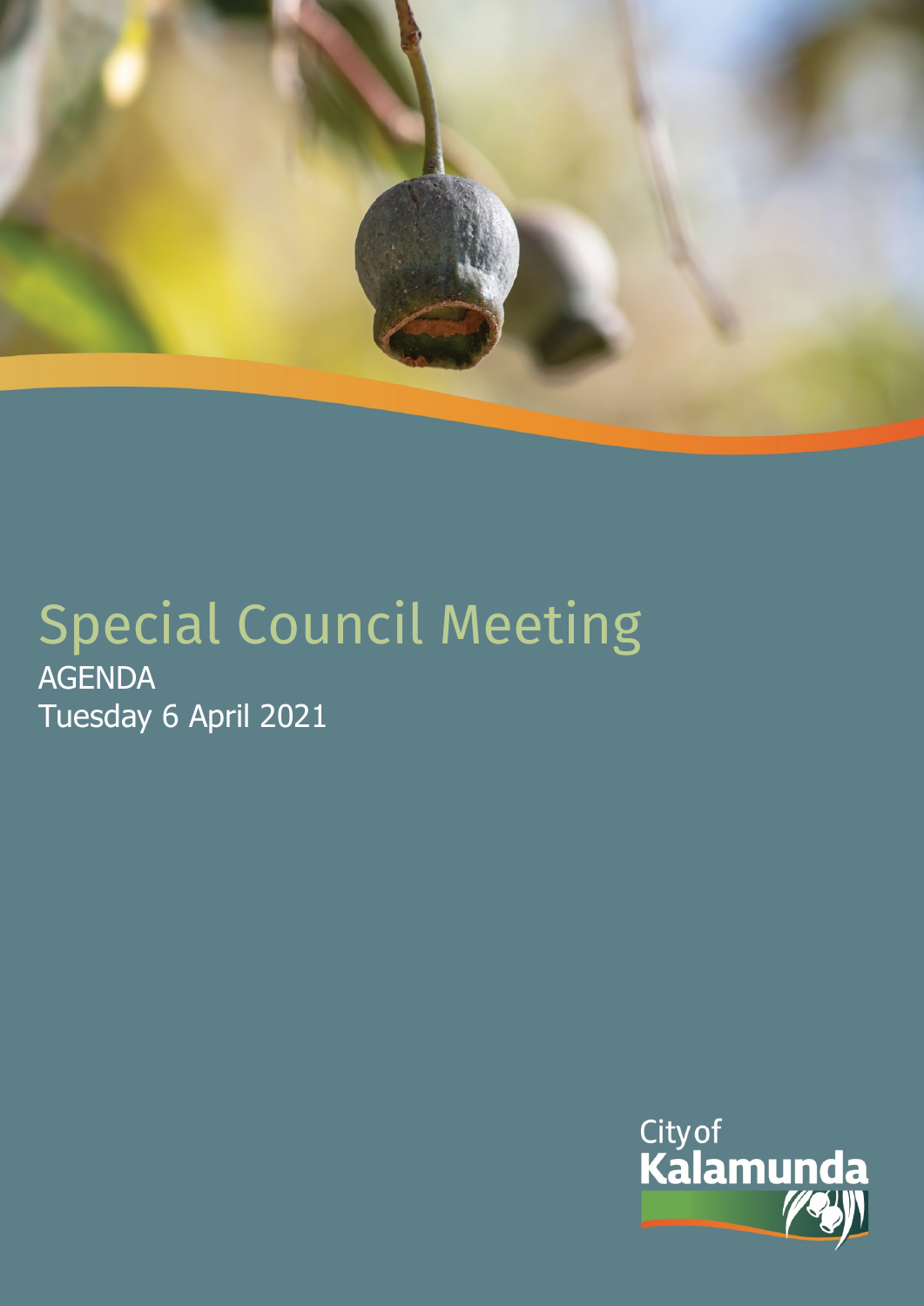# Special Council Meeting

AGENDA

Tuesday 6 April 2021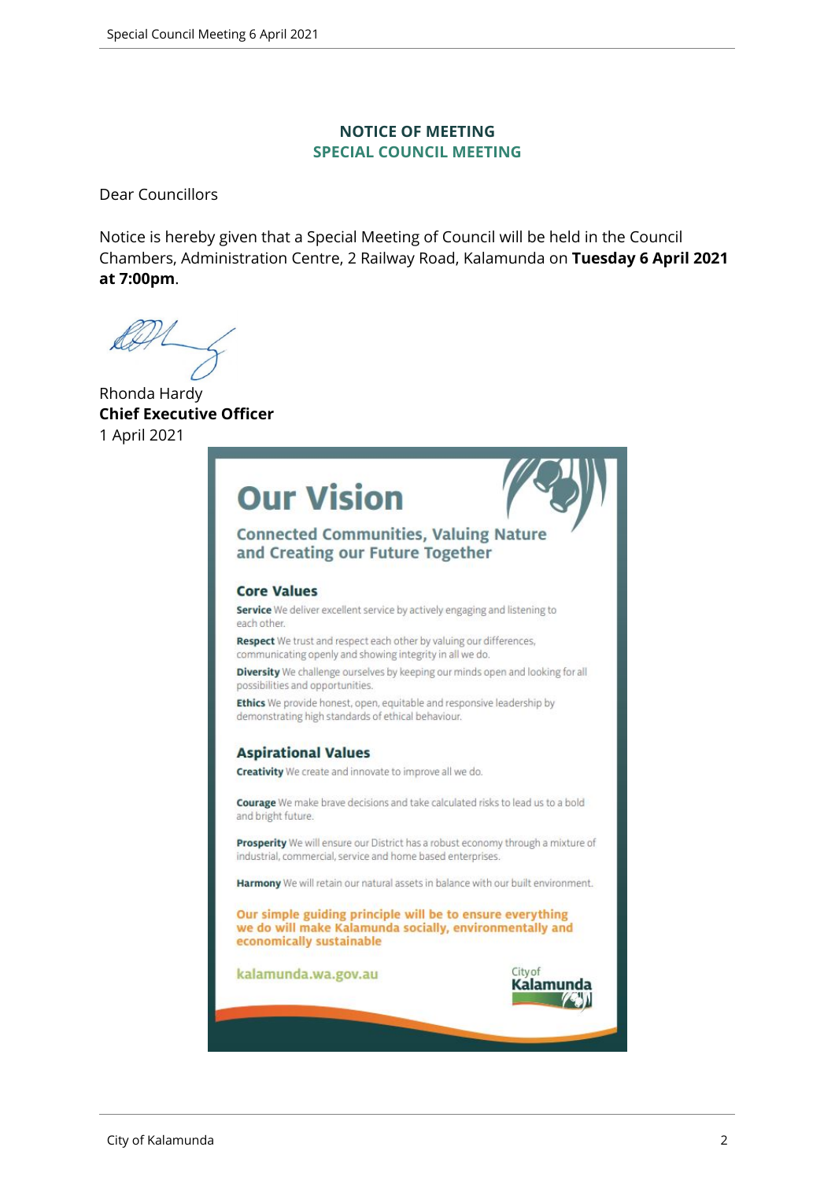# NOTICE OF MEETING
## SPECIAL COUNCIL MEETING

Dear Councillors

Notice is hereby given that a Special Meeting of Council will be held in the Council Chambers, Administration Centre, 2 Railway Road, Kalamunda on **Tuesday 6 April 2021 at 7:00pm**.

Rhonda Hardy
**Chief Executive Officer**
1 April 2021

## Our Vision

**Connected Communities, Valuing Nature and Creating our Future Together**

### Core Values

**Service** We deliver excellent service by actively engaging and listening to each other.

**Respect** We trust and respect each other by valuing our differences, communicating openly and showing integrity in all we do.

**Diversity** We challenge ourselves by keeping our minds open and looking for all possibilities and opportunities.

**Ethics** We provide honest, open, equitable and responsive leadership by demonstrating high standards of ethical behaviour.

### Aspirational Values

**Creativity** We create and innovate to improve all we do.

**Courage** We make brave decisions and take calculated risks to lead us to a bold and bright future.

**Prosperity** We will ensure our District has a robust economy through a mixture of industrial, commercial, service and home based enterprises.

**Harmony** We will retain our natural assets in balance with our built environment.

**Our simple guiding principle will be to ensure everything we do will make Kalamunda socially, environmentally and economically sustainable**

kalamunda.wa.gov.au

City of Kalamunda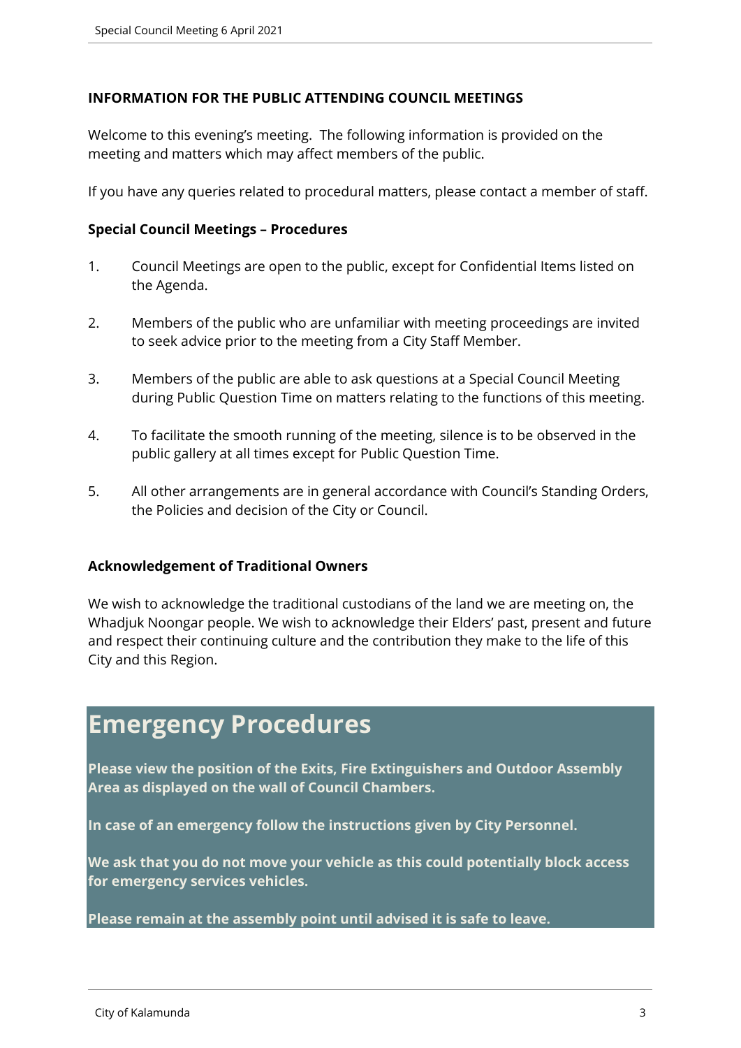**INFORMATION FOR THE PUBLIC ATTENDING COUNCIL MEETINGS**

Welcome to this evening's meeting. The following information is provided on the meeting and matters which may affect members of the public.

If you have any queries related to procedural matters, please contact a member of staff.

**Special Council Meetings – Procedures**

1. Council Meetings are open to the public, except for Confidential Items listed on the Agenda.

2. Members of the public who are unfamiliar with meeting proceedings are invited to seek advice prior to the meeting from a City Staff Member.

3. Members of the public are able to ask questions at a Special Council Meeting during Public Question Time on matters relating to the functions of this meeting.

4. To facilitate the smooth running of the meeting, silence is to be observed in the public gallery at all times except for Public Question Time.

5. All other arrangements are in general accordance with Council's Standing Orders, the Policies and decision of the City or Council.

**Acknowledgement of Traditional Owners**

We wish to acknowledge the traditional custodians of the land we are meeting on, the Whadjuk Noongar people. We wish to acknowledge their Elders' past, present and future and respect their continuing culture and the contribution they make to the life of this City and this Region.

# Emergency Procedures

**Please view the position of the Exits, Fire Extinguishers and Outdoor Assembly Area as displayed on the wall of Council Chambers.**

**In case of an emergency follow the instructions given by City Personnel.**

**We ask that you do not move your vehicle as this could potentially block access for emergency services vehicles.**

**Please remain at the assembly point until advised it is safe to leave.**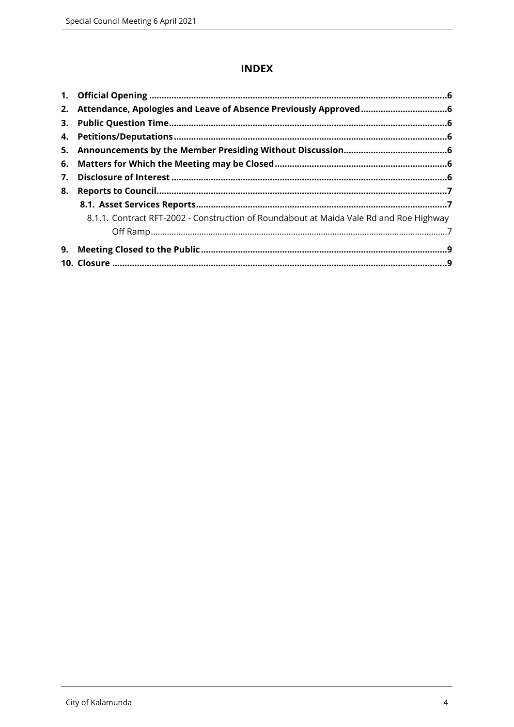# INDEX

1. **Official Opening** .......................................................................................................................6
2. **Attendance, Apologies and Leave of Absence Previously Approved** ..................................6
3. **Public Question Time** ...............................................................................................................6
4. **Petitions/Deputations** .............................................................................................................6
5. **Announcements by the Member Presiding Without Discussion** .........................................6
6. **Matters for Which the Meeting may be Closed** .....................................................................6
7. **Disclosure of Interest** ..............................................................................................................6
8. **Reports to Council** ....................................................................................................................7
    - **8.1. Asset Services Reports** ....................................................................................................7
        - 8.1.1. Contract RFT-2002 - Construction of Roundabout at Maida Vale Rd and Roe Highway Off Ramp .............................................................................................................................7
9. **Meeting Closed to the Public** ..................................................................................................9
10. **Closure** ......................................................................................................................................9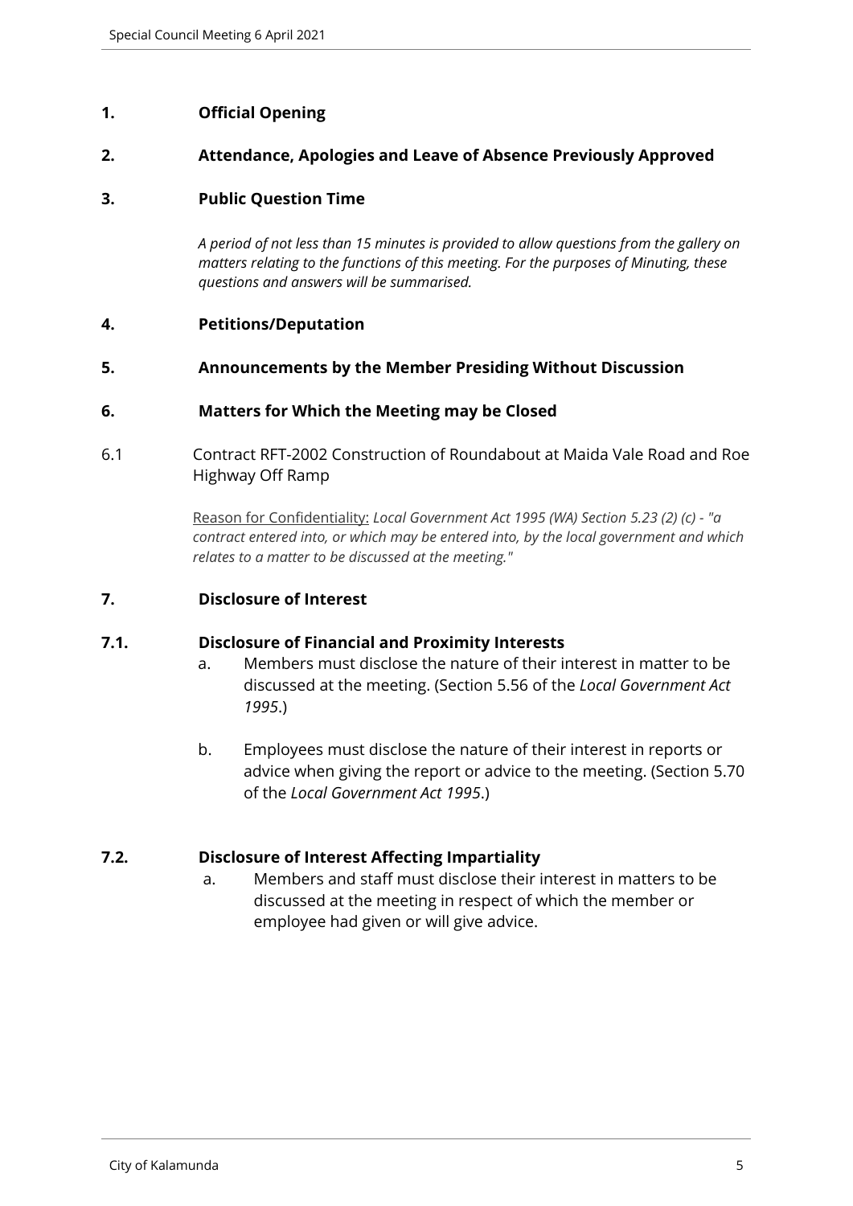## 1. Official Opening

## 2. Attendance, Apologies and Leave of Absence Previously Approved

## 3. Public Question Time

*A period of not less than 15 minutes is provided to allow questions from the gallery on matters relating to the functions of this meeting. For the purposes of Minuting, these questions and answers will be summarised.*

## 4. Petitions/Deputation

## 5. Announcements by the Member Presiding Without Discussion

## 6. Matters for Which the Meeting may be Closed

6.1 Contract RFT-2002 Construction of Roundabout at Maida Vale Road and Roe Highway Off Ramp

Reason for Confidentiality: *Local Government Act 1995 (WA) Section 5.23 (2) (c) - "a contract entered into, or which may be entered into, by the local government and which relates to a matter to be discussed at the meeting."*

## 7. Disclosure of Interest

### 7.1. Disclosure of Financial and Proximity Interests

a. Members must disclose the nature of their interest in matter to be discussed at the meeting. (Section 5.56 of the *Local Government Act 1995*.)

b. Employees must disclose the nature of their interest in reports or advice when giving the report or advice to the meeting. (Section 5.70 of the *Local Government Act 1995*.)

### 7.2. Disclosure of Interest Affecting Impartiality

a. Members and staff must disclose their interest in matters to be discussed at the meeting in respect of which the member or employee had given or will give advice.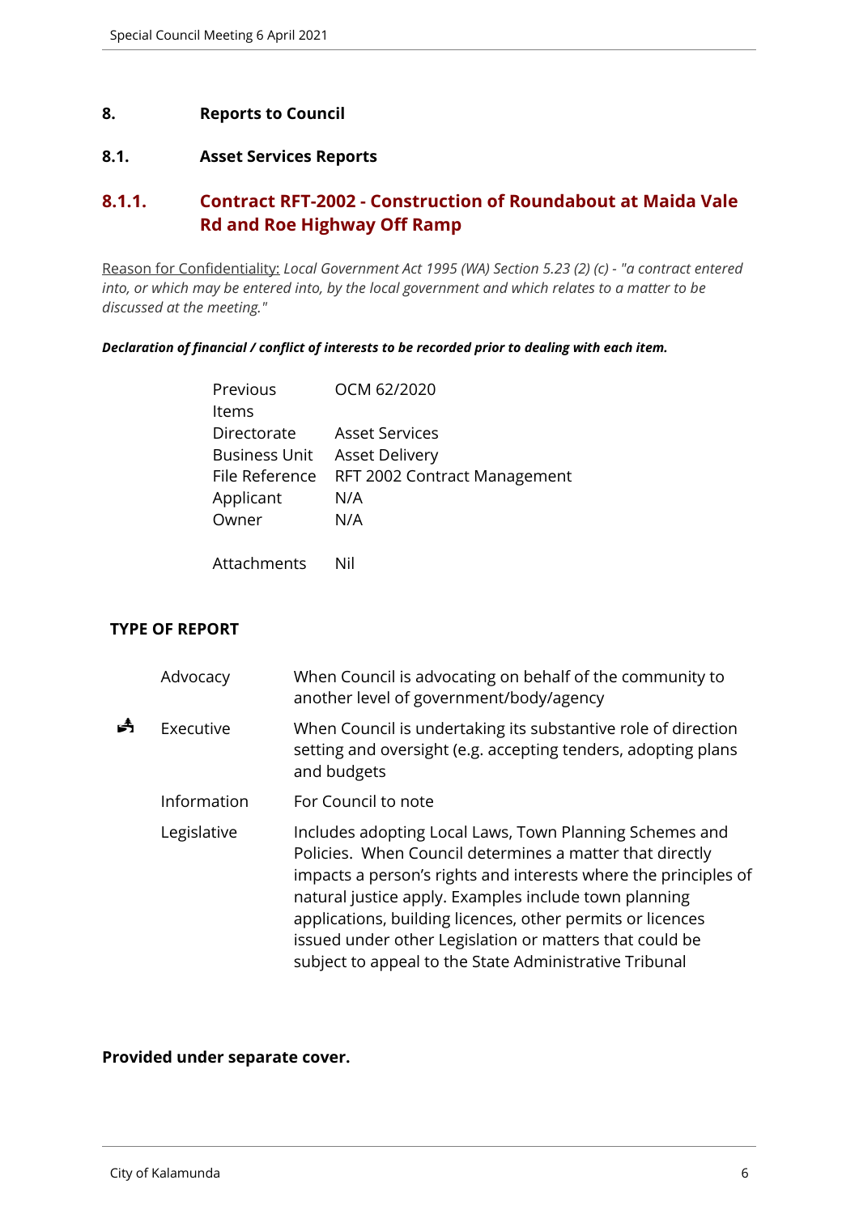## 8. Reports to Council

### 8.1. Asset Services Reports

### 8.1.1. Contract RFT-2002 - Construction of Roundabout at Maida Vale Rd and Roe Highway Off Ramp

Reason for Confidentiality: *Local Government Act 1995 (WA) Section 5.23 (2) (c) - "a contract entered into, or which may be entered into, by the local government and which relates to a matter to be discussed at the meeting."*

***Declaration of financial / conflict of interests to be recorded prior to dealing with each item.***

| | |
|---|---|
| Previous Items | OCM 62/2020 |
| Directorate | Asset Services |
| Business Unit | Asset Delivery |
| File Reference | RFT 2002 Contract Management |
| Applicant | N/A |
| Owner | N/A |
| Attachments | Nil |

**TYPE OF REPORT**

| | | |
|---|---|---|
| | Advocacy | When Council is advocating on behalf of the community to another level of government/body/agency |
| ✓ | Executive | When Council is undertaking its substantive role of direction setting and oversight (e.g. accepting tenders, adopting plans and budgets |
| | Information | For Council to note |
| | Legislative | Includes adopting Local Laws, Town Planning Schemes and Policies. When Council determines a matter that directly impacts a person's rights and interests where the principles of natural justice apply. Examples include town planning applications, building licences, other permits or licences issued under other Legislation or matters that could be subject to appeal to the State Administrative Tribunal |

**Provided under separate cover.**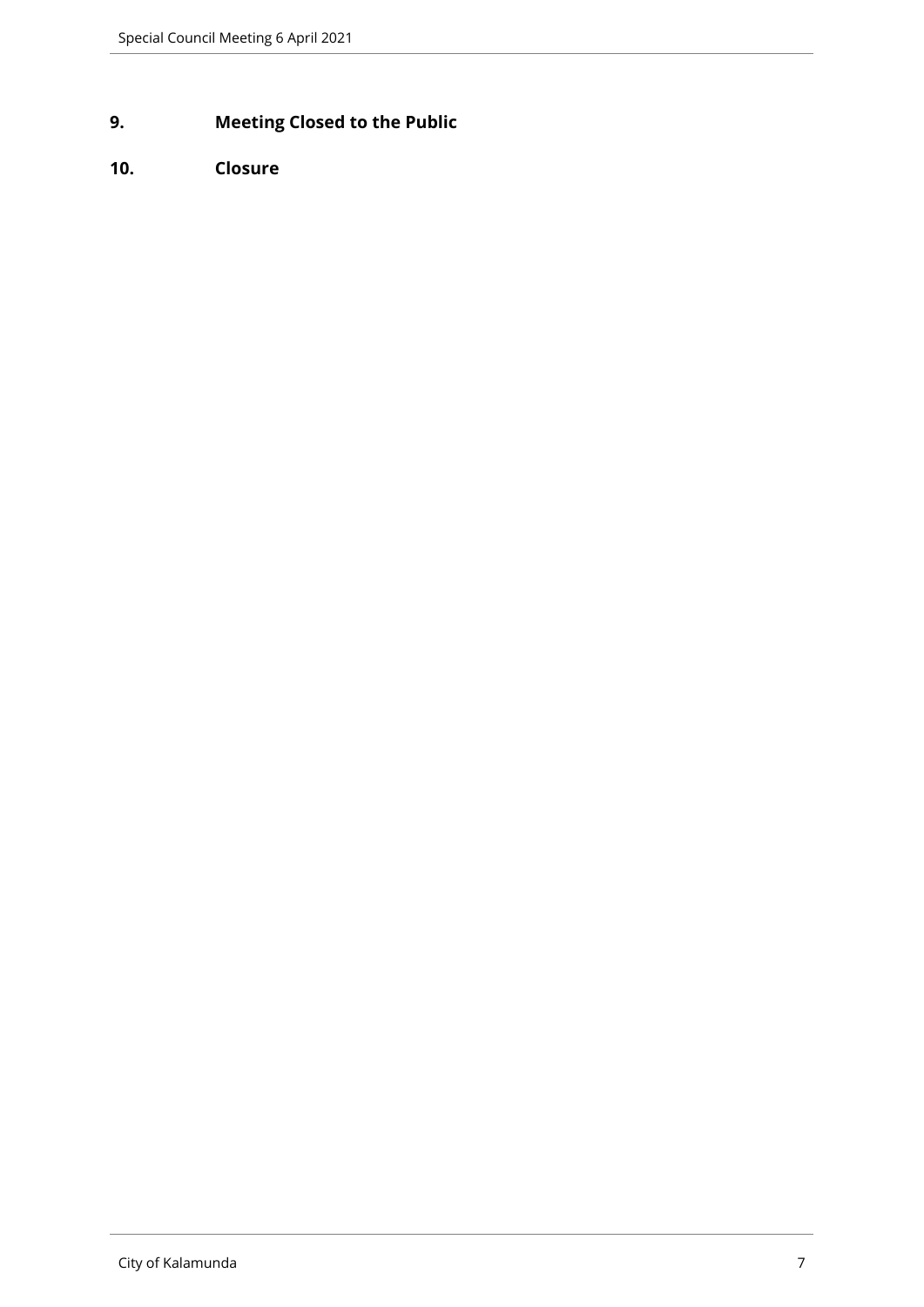## 9. Meeting Closed to the Public

## 10. Closure